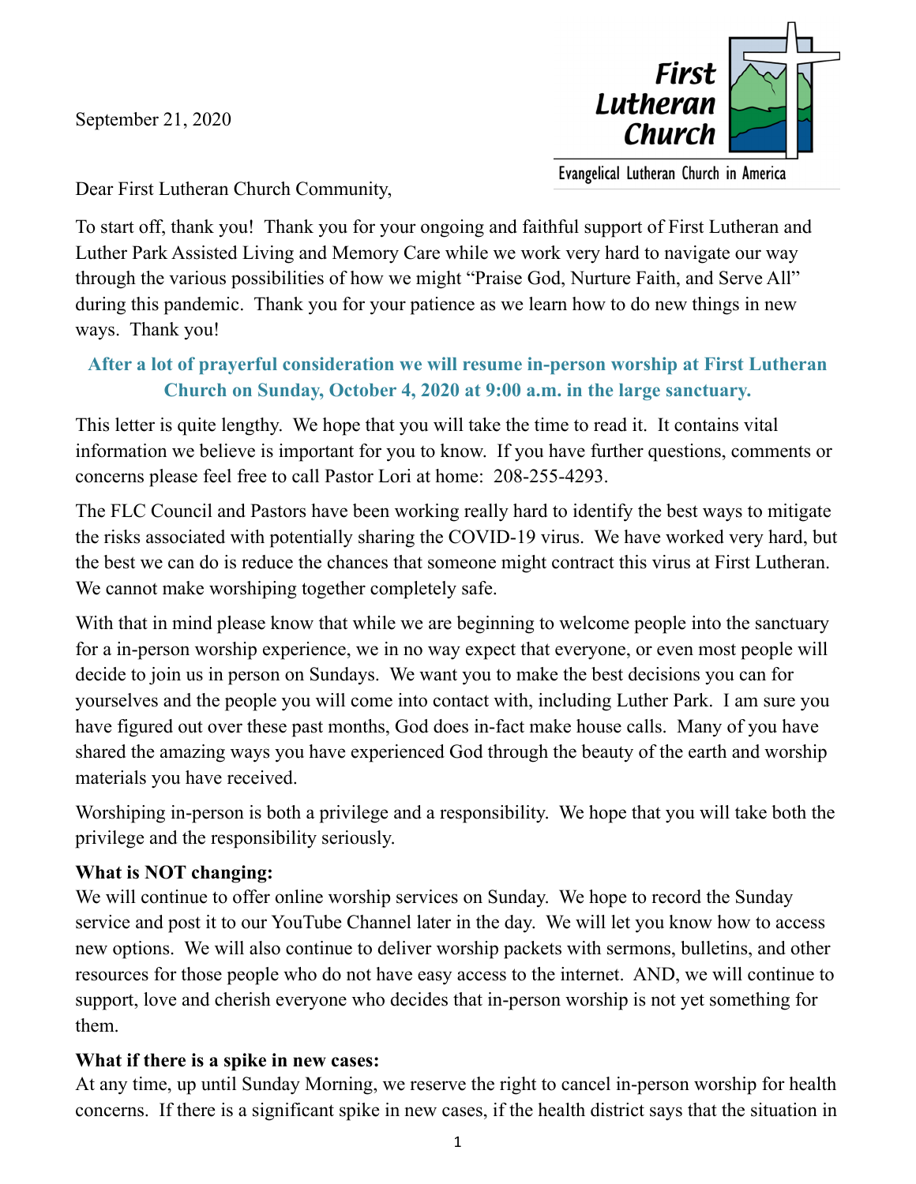September 21, 2020

First Lutheran Church

Evangelical Lutheran Church in America

Dear First Lutheran Church Community,

To start off, thank you! Thank you for your ongoing and faithful support of First Lutheran and Luther Park Assisted Living and Memory Care while we work very hard to navigate our way through the various possibilities of how we might "Praise God, Nurture Faith, and Serve All" during this pandemic. Thank you for your patience as we learn how to do new things in new ways. Thank you!

**After a lot of prayerful consideration we will resume in-person worship at First Lutheran Church on Sunday, October 4, 2020 at 9:00 a.m. in the large sanctuary.**

This letter is quite lengthy. We hope that you will take the time to read it. It contains vital information we believe is important for you to know. If you have further questions, comments or concerns please feel free to call Pastor Lori at home: 208-255-4293.

The FLC Council and Pastors have been working really hard to identify the best ways to mitigate the risks associated with potentially sharing the COVID-19 virus. We have worked very hard, but the best we can do is reduce the chances that someone might contract this virus at First Lutheran. We cannot make worshiping together completely safe.

With that in mind please know that while we are beginning to welcome people into the sanctuary for a in-person worship experience, we in no way expect that everyone, or even most people will decide to join us in person on Sundays. We want you to make the best decisions you can for yourselves and the people you will come into contact with, including Luther Park. I am sure you have figured out over these past months, God does in-fact make house calls. Many of you have shared the amazing ways you have experienced God through the beauty of the earth and worship materials you have received.

Worshiping in-person is both a privilege and a responsibility. We hope that you will take both the privilege and the responsibility seriously.

**What is NOT changing:**

We will continue to offer online worship services on Sunday. We hope to record the Sunday service and post it to our YouTube Channel later in the day. We will let you know how to access new options. We will also continue to deliver worship packets with sermons, bulletins, and other resources for those people who do not have easy access to the internet. AND, we will continue to support, love and cherish everyone who decides that in-person worship is not yet something for them.

**What if there is a spike in new cases:**

At any time, up until Sunday Morning, we reserve the right to cancel in-person worship for health concerns. If there is a significant spike in new cases, if the health district says that the situation in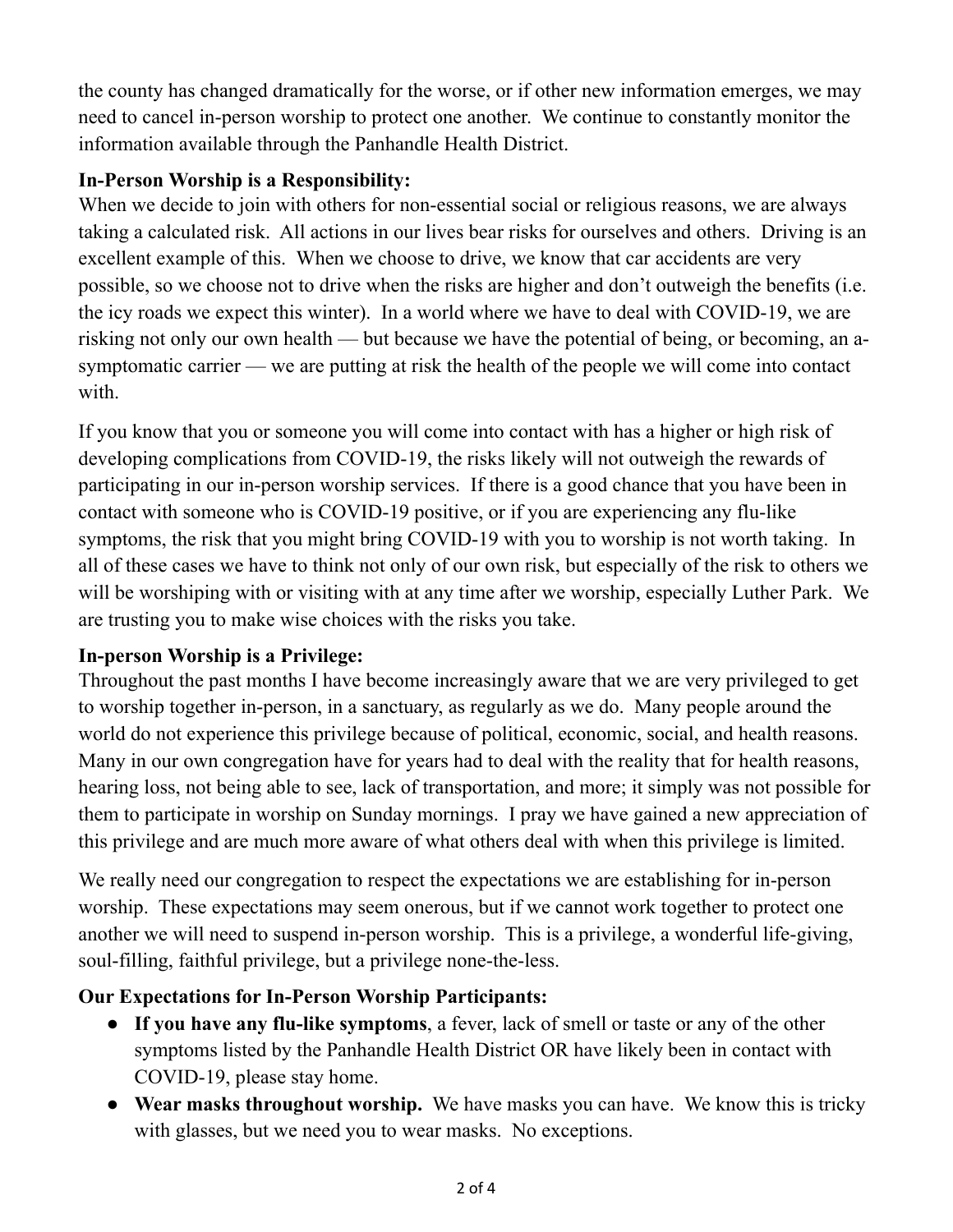the county has changed dramatically for the worse, or if other new information emerges, we may need to cancel in-person worship to protect one another. We continue to constantly monitor the information available through the Panhandle Health District.

**In-Person Worship is a Responsibility:**
When we decide to join with others for non-essential social or religious reasons, we are always taking a calculated risk. All actions in our lives bear risks for ourselves and others. Driving is an excellent example of this. When we choose to drive, we know that car accidents are very possible, so we choose not to drive when the risks are higher and don't outweigh the benefits (i.e. the icy roads we expect this winter). In a world where we have to deal with COVID-19, we are risking not only our own health — but because we have the potential of being, or becoming, an a-symptomatic carrier — we are putting at risk the health of the people we will come into contact with.

If you know that you or someone you will come into contact with has a higher or high risk of developing complications from COVID-19, the risks likely will not outweigh the rewards of participating in our in-person worship services. If there is a good chance that you have been in contact with someone who is COVID-19 positive, or if you are experiencing any flu-like symptoms, the risk that you might bring COVID-19 with you to worship is not worth taking. In all of these cases we have to think not only of our own risk, but especially of the risk to others we will be worshiping with or visiting with at any time after we worship, especially Luther Park. We are trusting you to make wise choices with the risks you take.

**In-person Worship is a Privilege:**
Throughout the past months I have become increasingly aware that we are very privileged to get to worship together in-person, in a sanctuary, as regularly as we do. Many people around the world do not experience this privilege because of political, economic, social, and health reasons. Many in our own congregation have for years had to deal with the reality that for health reasons, hearing loss, not being able to see, lack of transportation, and more; it simply was not possible for them to participate in worship on Sunday mornings. I pray we have gained a new appreciation of this privilege and are much more aware of what others deal with when this privilege is limited.

We really need our congregation to respect the expectations we are establishing for in-person worship. These expectations may seem onerous, but if we cannot work together to protect one another we will need to suspend in-person worship. This is a privilege, a wonderful life-giving, soul-filling, faithful privilege, but a privilege none-the-less.

**Our Expectations for In-Person Worship Participants:**

- **If you have any flu-like symptoms**, a fever, lack of smell or taste or any of the other symptoms listed by the Panhandle Health District OR have likely been in contact with COVID-19, please stay home.
- **Wear masks throughout worship.** We have masks you can have. We know this is tricky with glasses, but we need you to wear masks. No exceptions.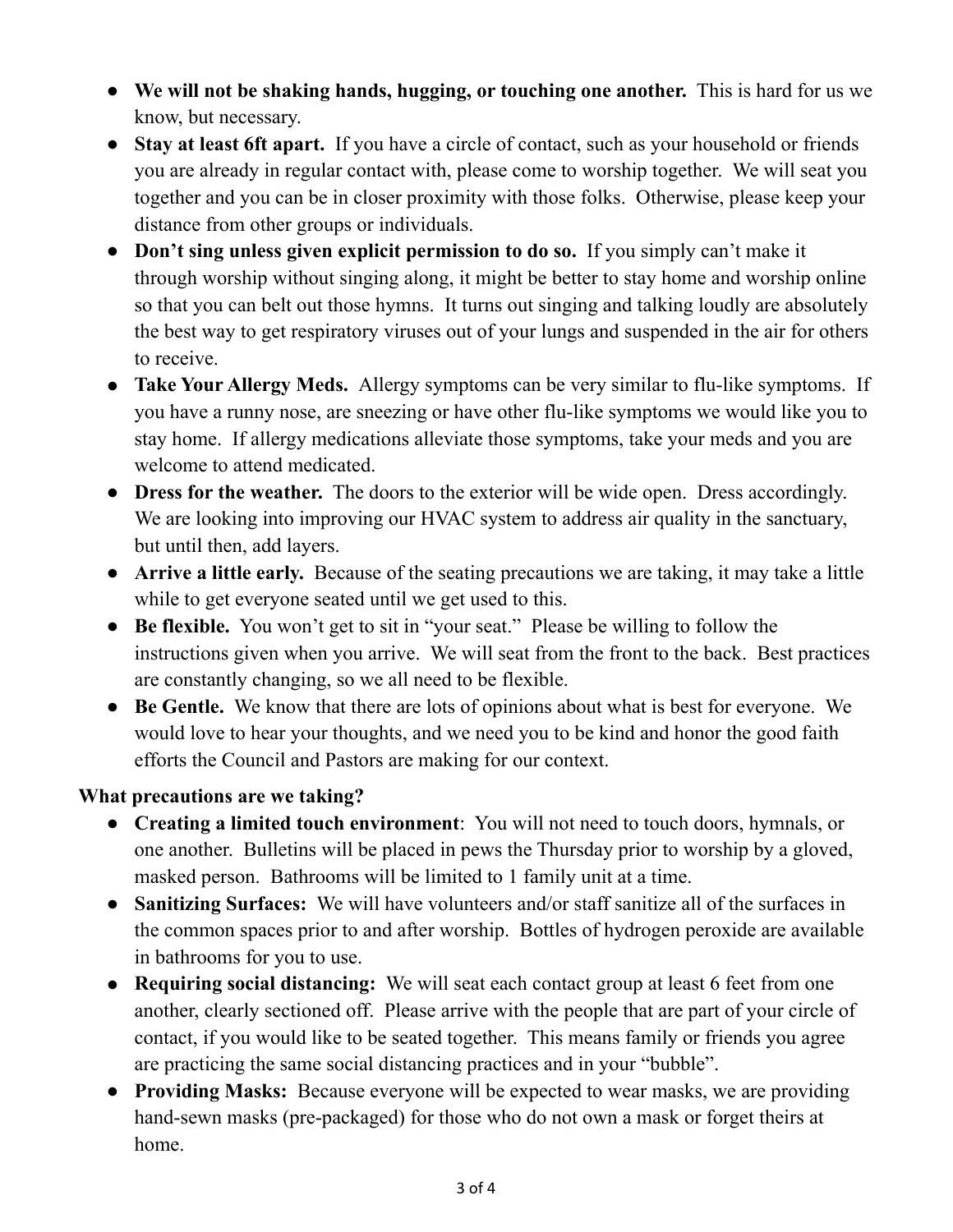- **We will not be shaking hands, hugging, or touching one another.** This is hard for us we know, but necessary.
- **Stay at least 6ft apart.** If you have a circle of contact, such as your household or friends you are already in regular contact with, please come to worship together. We will seat you together and you can be in closer proximity with those folks. Otherwise, please keep your distance from other groups or individuals.
- **Don't sing unless given explicit permission to do so.** If you simply can't make it through worship without singing along, it might be better to stay home and worship online so that you can belt out those hymns. It turns out singing and talking loudly are absolutely the best way to get respiratory viruses out of your lungs and suspended in the air for others to receive.
- **Take Your Allergy Meds.** Allergy symptoms can be very similar to flu-like symptoms. If you have a runny nose, are sneezing or have other flu-like symptoms we would like you to stay home. If allergy medications alleviate those symptoms, take your meds and you are welcome to attend medicated.
- **Dress for the weather.** The doors to the exterior will be wide open. Dress accordingly. We are looking into improving our HVAC system to address air quality in the sanctuary, but until then, add layers.
- **Arrive a little early.** Because of the seating precautions we are taking, it may take a little while to get everyone seated until we get used to this.
- **Be flexible.** You won't get to sit in "your seat." Please be willing to follow the instructions given when you arrive. We will seat from the front to the back. Best practices are constantly changing, so we all need to be flexible.
- **Be Gentle.** We know that there are lots of opinions about what is best for everyone. We would love to hear your thoughts, and we need you to be kind and honor the good faith efforts the Council and Pastors are making for our context.

**What precautions are we taking?**

- **Creating a limited touch environment**: You will not need to touch doors, hymnals, or one another. Bulletins will be placed in pews the Thursday prior to worship by a gloved, masked person. Bathrooms will be limited to 1 family unit at a time.
- **Sanitizing Surfaces:** We will have volunteers and/or staff sanitize all of the surfaces in the common spaces prior to and after worship. Bottles of hydrogen peroxide are available in bathrooms for you to use.
- **Requiring social distancing:** We will seat each contact group at least 6 feet from one another, clearly sectioned off. Please arrive with the people that are part of your circle of contact, if you would like to be seated together. This means family or friends you agree are practicing the same social distancing practices and in your "bubble".
- **Providing Masks:** Because everyone will be expected to wear masks, we are providing hand-sewn masks (pre-packaged) for those who do not own a mask or forget theirs at home.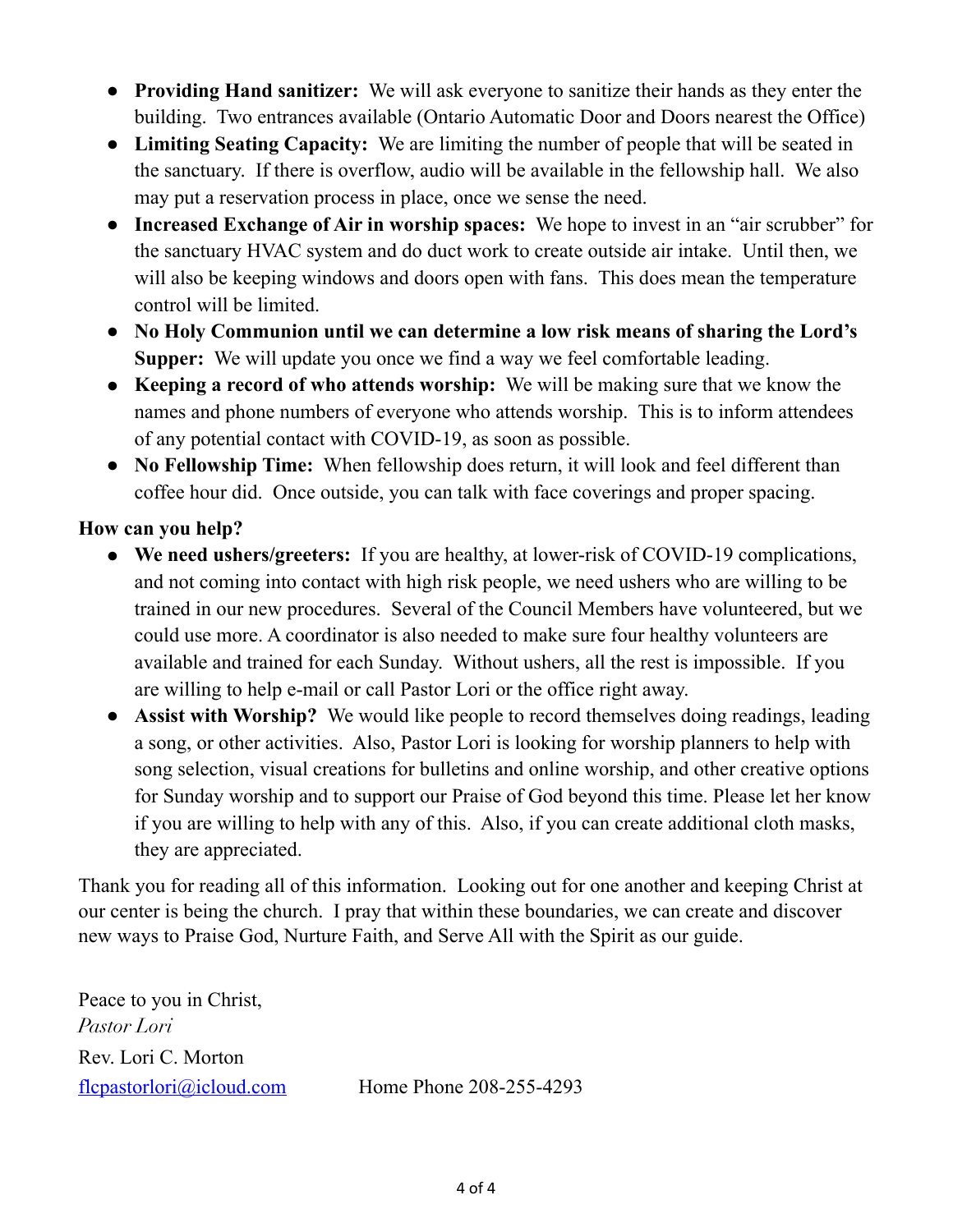- **Providing Hand sanitizer:** We will ask everyone to sanitize their hands as they enter the building. Two entrances available (Ontario Automatic Door and Doors nearest the Office)
- **Limiting Seating Capacity:** We are limiting the number of people that will be seated in the sanctuary. If there is overflow, audio will be available in the fellowship hall. We also may put a reservation process in place, once we sense the need.
- **Increased Exchange of Air in worship spaces:** We hope to invest in an "air scrubber" for the sanctuary HVAC system and do duct work to create outside air intake. Until then, we will also be keeping windows and doors open with fans. This does mean the temperature control will be limited.
- **No Holy Communion until we can determine a low risk means of sharing the Lord's Supper:** We will update you once we find a way we feel comfortable leading.
- **Keeping a record of who attends worship:** We will be making sure that we know the names and phone numbers of everyone who attends worship. This is to inform attendees of any potential contact with COVID-19, as soon as possible.
- **No Fellowship Time:** When fellowship does return, it will look and feel different than coffee hour did. Once outside, you can talk with face coverings and proper spacing.

**How can you help?**

- **We need ushers/greeters:** If you are healthy, at lower-risk of COVID-19 complications, and not coming into contact with high risk people, we need ushers who are willing to be trained in our new procedures. Several of the Council Members have volunteered, but we could use more. A coordinator is also needed to make sure four healthy volunteers are available and trained for each Sunday. Without ushers, all the rest is impossible. If you are willing to help e-mail or call Pastor Lori or the office right away.
- **Assist with Worship?** We would like people to record themselves doing readings, leading a song, or other activities. Also, Pastor Lori is looking for worship planners to help with song selection, visual creations for bulletins and online worship, and other creative options for Sunday worship and to support our Praise of God beyond this time. Please let her know if you are willing to help with any of this. Also, if you can create additional cloth masks, they are appreciated.

Thank you for reading all of this information. Looking out for one another and keeping Christ at our center is being the church. I pray that within these boundaries, we can create and discover new ways to Praise God, Nurture Faith, and Serve All with the Spirit as our guide.

Peace to you in Christ,
*Pastor Lori*
Rev. Lori C. Morton
flcpastorlori@icloud.com Home Phone 208-255-4293